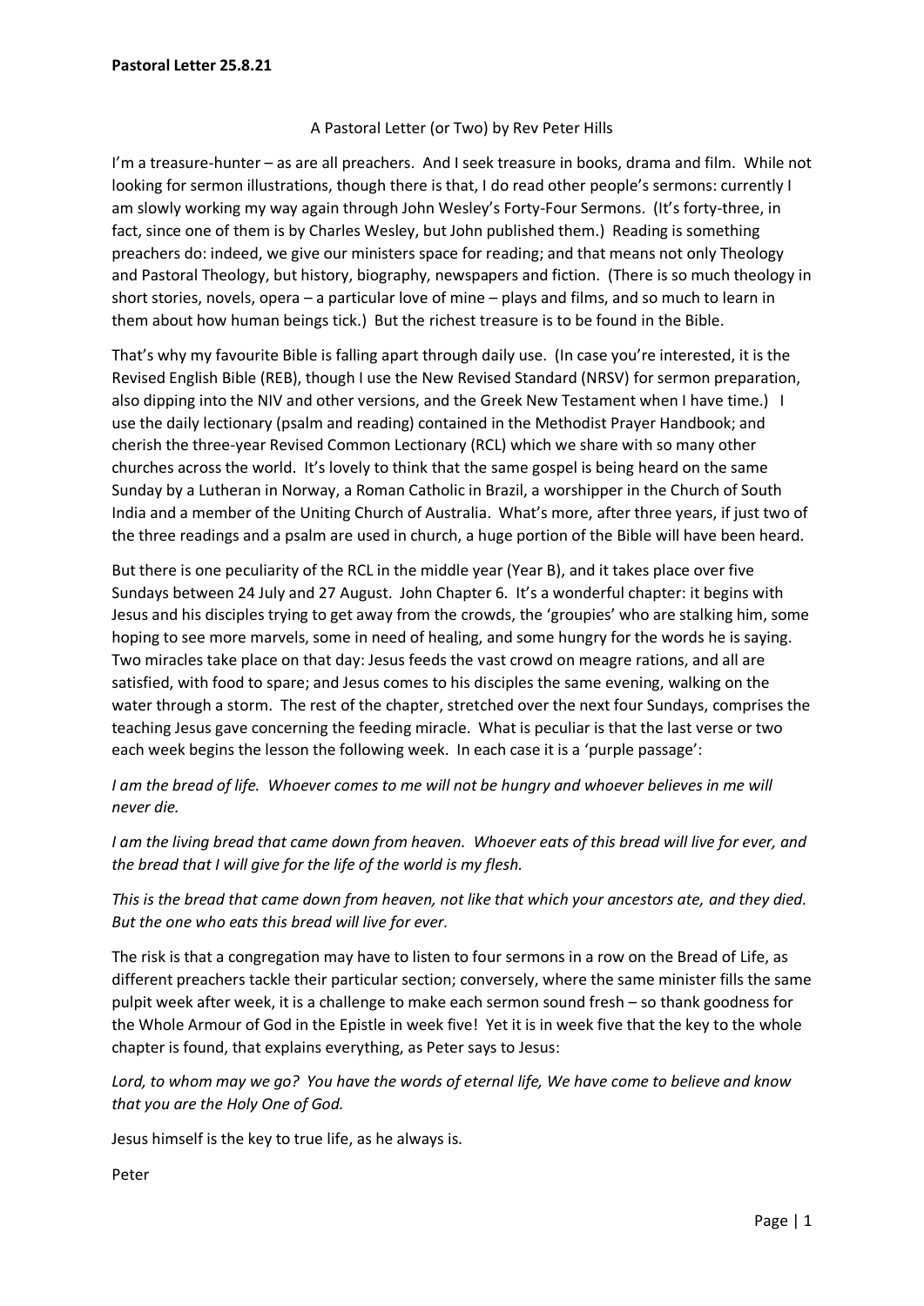**Pastoral Letter 25.8.21**

A Pastoral Letter (or Two) by Rev Peter Hills

I'm a treasure-hunter – as are all preachers. And I seek treasure in books, drama and film. While not looking for sermon illustrations, though there is that, I do read other people's sermons: currently I am slowly working my way again through John Wesley's Forty-Four Sermons. (It's forty-three, in fact, since one of them is by Charles Wesley, but John published them.) Reading is something preachers do: indeed, we give our ministers space for reading; and that means not only Theology and Pastoral Theology, but history, biography, newspapers and fiction. (There is so much theology in short stories, novels, opera – a particular love of mine – plays and films, and so much to learn in them about how human beings tick.) But the richest treasure is to be found in the Bible.

That's why my favourite Bible is falling apart through daily use. (In case you're interested, it is the Revised English Bible (REB), though I use the New Revised Standard (NRSV) for sermon preparation, also dipping into the NIV and other versions, and the Greek New Testament when I have time.) I use the daily lectionary (psalm and reading) contained in the Methodist Prayer Handbook; and cherish the three-year Revised Common Lectionary (RCL) which we share with so many other churches across the world. It's lovely to think that the same gospel is being heard on the same Sunday by a Lutheran in Norway, a Roman Catholic in Brazil, a worshipper in the Church of South India and a member of the Uniting Church of Australia. What's more, after three years, if just two of the three readings and a psalm are used in church, a huge portion of the Bible will have been heard.

But there is one peculiarity of the RCL in the middle year (Year B), and it takes place over five Sundays between 24 July and 27 August. John Chapter 6. It's a wonderful chapter: it begins with Jesus and his disciples trying to get away from the crowds, the 'groupies' who are stalking him, some hoping to see more marvels, some in need of healing, and some hungry for the words he is saying. Two miracles take place on that day: Jesus feeds the vast crowd on meagre rations, and all are satisfied, with food to spare; and Jesus comes to his disciples the same evening, walking on the water through a storm. The rest of the chapter, stretched over the next four Sundays, comprises the teaching Jesus gave concerning the feeding miracle. What is peculiar is that the last verse or two each week begins the lesson the following week. In each case it is a 'purple passage':

*I am the bread of life. Whoever comes to me will not be hungry and whoever believes in me will never die.*

*I am the living bread that came down from heaven. Whoever eats of this bread will live for ever, and the bread that I will give for the life of the world is my flesh.*

*This is the bread that came down from heaven, not like that which your ancestors ate, and they died. But the one who eats this bread will live for ever.*

The risk is that a congregation may have to listen to four sermons in a row on the Bread of Life, as different preachers tackle their particular section; conversely, where the same minister fills the same pulpit week after week, it is a challenge to make each sermon sound fresh – so thank goodness for the Whole Armour of God in the Epistle in week five! Yet it is in week five that the key to the whole chapter is found, that explains everything, as Peter says to Jesus:

*Lord, to whom may we go? You have the words of eternal life, We have come to believe and know that you are the Holy One of God.*

Jesus himself is the key to true life, as he always is.

Peter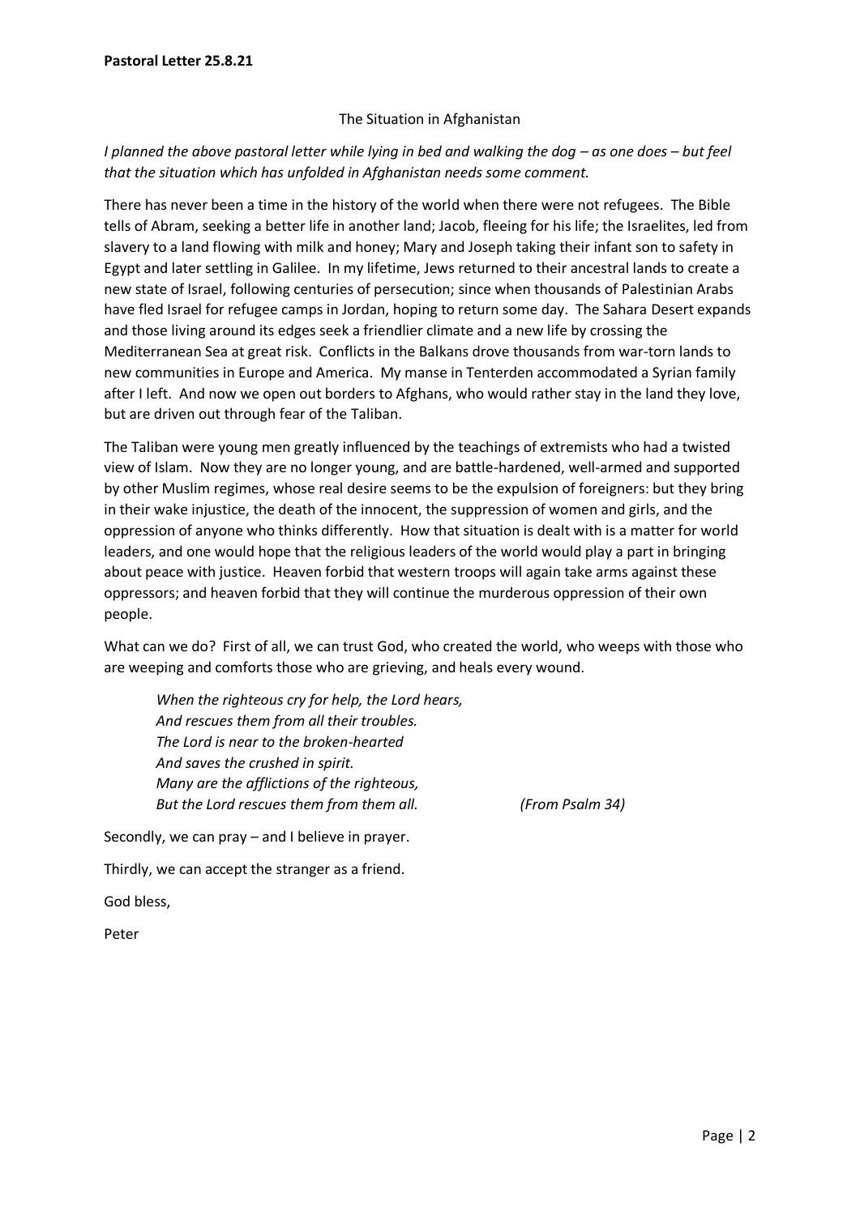**Pastoral Letter 25.8.21**

The Situation in Afghanistan

*I planned the above pastoral letter while lying in bed and walking the dog – as one does – but feel that the situation which has unfolded in Afghanistan needs some comment.*

There has never been a time in the history of the world when there were not refugees. The Bible tells of Abram, seeking a better life in another land; Jacob, fleeing for his life; the Israelites, led from slavery to a land flowing with milk and honey; Mary and Joseph taking their infant son to safety in Egypt and later settling in Galilee. In my lifetime, Jews returned to their ancestral lands to create a new state of Israel, following centuries of persecution; since when thousands of Palestinian Arabs have fled Israel for refugee camps in Jordan, hoping to return some day. The Sahara Desert expands and those living around its edges seek a friendlier climate and a new life by crossing the Mediterranean Sea at great risk. Conflicts in the Balkans drove thousands from war-torn lands to new communities in Europe and America. My manse in Tenterden accommodated a Syrian family after I left. And now we open out borders to Afghans, who would rather stay in the land they love, but are driven out through fear of the Taliban.

The Taliban were young men greatly influenced by the teachings of extremists who had a twisted view of Islam. Now they are no longer young, and are battle-hardened, well-armed and supported by other Muslim regimes, whose real desire seems to be the expulsion of foreigners: but they bring in their wake injustice, the death of the innocent, the suppression of women and girls, and the oppression of anyone who thinks differently. How that situation is dealt with is a matter for world leaders, and one would hope that the religious leaders of the world would play a part in bringing about peace with justice. Heaven forbid that western troops will again take arms against these oppressors; and heaven forbid that they will continue the murderous oppression of their own people.

What can we do? First of all, we can trust God, who created the world, who weeps with those who are weeping and comforts those who are grieving, and heals every wound.

> *When the righteous cry for help, the Lord hears,*
> *And rescues them from all their troubles.*
> *The Lord is near to the broken-hearted*
> *And saves the crushed in spirit.*
> *Many are the afflictions of the righteous,*
> *But the Lord rescues them from them all.* *(From Psalm 34)*

Secondly, we can pray – and I believe in prayer.

Thirdly, we can accept the stranger as a friend.

God bless,

Peter